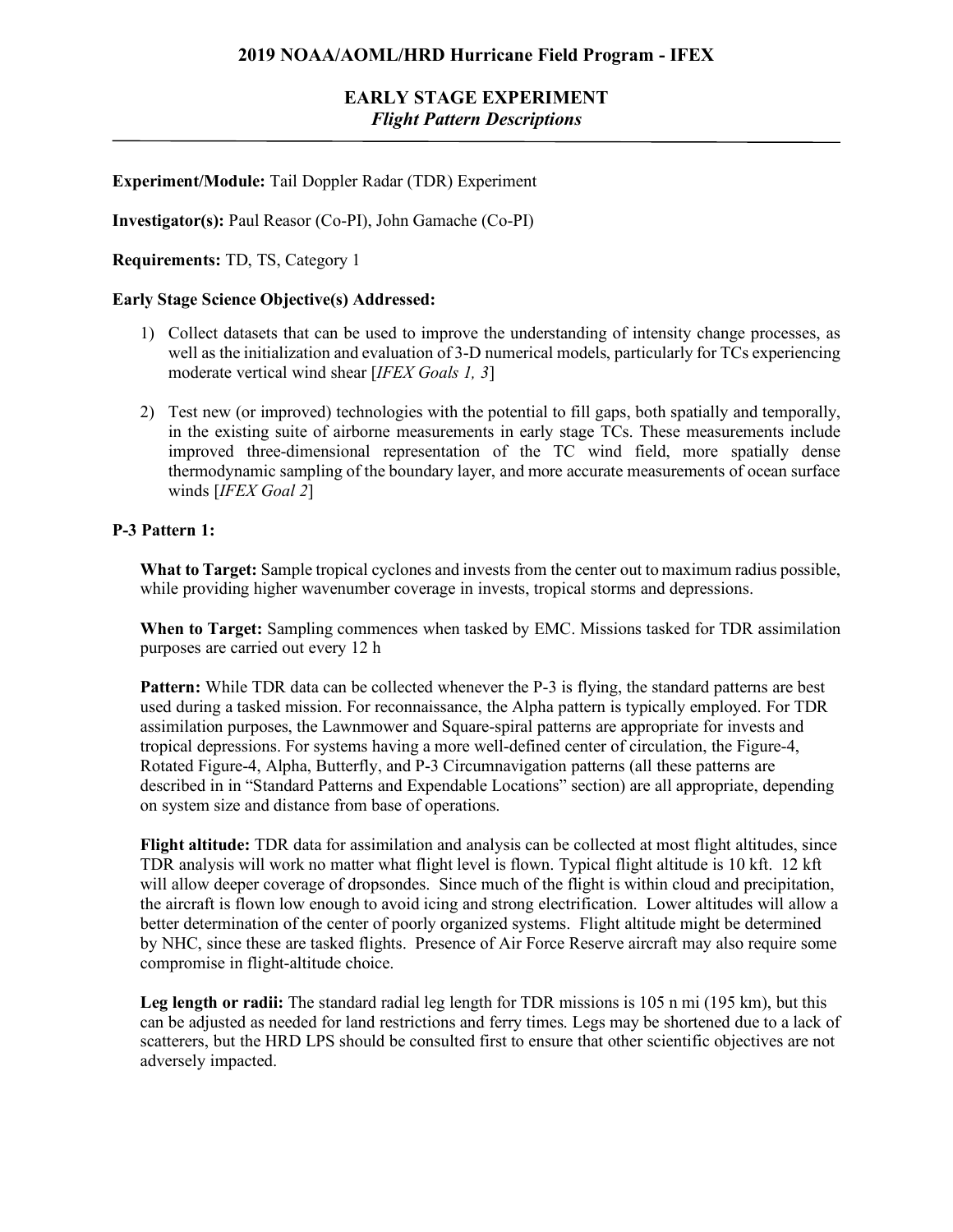# 2019 NOAA/AOML/HRD Hurricane Field Program - IFEX

## EARLY STAGE EXPERIMENT

### *Flight Pattern Descriptions*

**Experiment/Module:** Tail Doppler Radar (TDR) Experiment

**Investigator(s):** Paul Reasor (Co-PI), John Gamache (Co-PI)

**Requirements:** TD, TS, Category 1

**Early Stage Science Objective(s) Addressed:**

1) Collect datasets that can be used to improve the understanding of intensity change processes, as well as the initialization and evaluation of 3-D numerical models, particularly for TCs experiencing moderate vertical wind shear [*IFEX Goals 1, 3*]

2) Test new (or improved) technologies with the potential to fill gaps, both spatially and temporally, in the existing suite of airborne measurements in early stage TCs. These measurements include improved three-dimensional representation of the TC wind field, more spatially dense thermodynamic sampling of the boundary layer, and more accurate measurements of ocean surface winds [*IFEX Goal 2*]

**P-3 Pattern 1:**

**What to Target:** Sample tropical cyclones and invests from the center out to maximum radius possible, while providing higher wavenumber coverage in invests, tropical storms and depressions.

**When to Target:** Sampling commences when tasked by EMC. Missions tasked for TDR assimilation purposes are carried out every 12 h

**Pattern:** While TDR data can be collected whenever the P-3 is flying, the standard patterns are best used during a tasked mission. For reconnaissance, the Alpha pattern is typically employed. For TDR assimilation purposes, the Lawnmower and Square-spiral patterns are appropriate for invests and tropical depressions. For systems having a more well-defined center of circulation, the Figure-4, Rotated Figure-4, Alpha, Butterfly, and P-3 Circumnavigation patterns (all these patterns are described in in "Standard Patterns and Expendable Locations" section) are all appropriate, depending on system size and distance from base of operations.

**Flight altitude:** TDR data for assimilation and analysis can be collected at most flight altitudes, since TDR analysis will work no matter what flight level is flown. Typical flight altitude is 10 kft. 12 kft will allow deeper coverage of dropsondes. Since much of the flight is within cloud and precipitation, the aircraft is flown low enough to avoid icing and strong electrification. Lower altitudes will allow a better determination of the center of poorly organized systems. Flight altitude might be determined by NHC, since these are tasked flights. Presence of Air Force Reserve aircraft may also require some compromise in flight-altitude choice.

**Leg length or radii:** The standard radial leg length for TDR missions is 105 n mi (195 km), but this can be adjusted as needed for land restrictions and ferry times. Legs may be shortened due to a lack of scatterers, but the HRD LPS should be consulted first to ensure that other scientific objectives are not adversely impacted.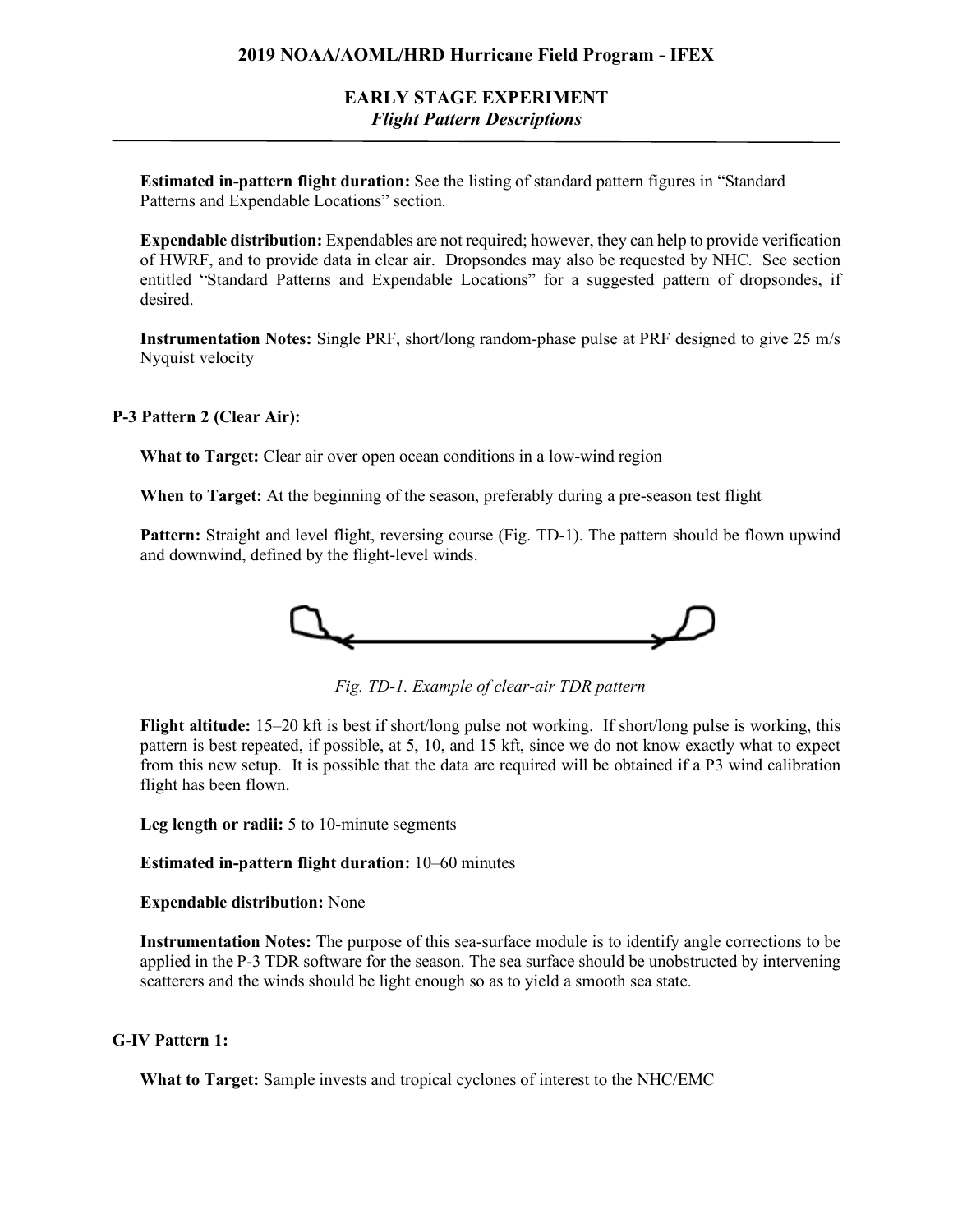**Estimated in-pattern flight duration:** See the listing of standard pattern figures in "Standard Patterns and Expendable Locations" section.

**Expendable distribution:** Expendables are not required; however, they can help to provide verification of HWRF, and to provide data in clear air. Dropsondes may also be requested by NHC. See section entitled "Standard Patterns and Expendable Locations" for a suggested pattern of dropsondes, if desired.

**Instrumentation Notes:** Single PRF, short/long random-phase pulse at PRF designed to give 25 m/s Nyquist velocity

### P-3 Pattern 2 (Clear Air):

**What to Target:** Clear air over open ocean conditions in a low-wind region

**When to Target:** At the beginning of the season, preferably during a pre-season test flight

**Pattern:** Straight and level flight, reversing course (Fig. TD-1). The pattern should be flown upwind and downwind, defined by the flight-level winds.

*Fig. TD-1. Example of clear-air TDR pattern*

**Flight altitude:** 15–20 kft is best if short/long pulse not working. If short/long pulse is working, this pattern is best repeated, if possible, at 5, 10, and 15 kft, since we do not know exactly what to expect from this new setup. It is possible that the data are required will be obtained if a P3 wind calibration flight has been flown.

**Leg length or radii:** 5 to 10-minute segments

**Estimated in-pattern flight duration:** 10–60 minutes

**Expendable distribution:** None

**Instrumentation Notes:** The purpose of this sea-surface module is to identify angle corrections to be applied in the P-3 TDR software for the season. The sea surface should be unobstructed by intervening scatterers and the winds should be light enough so as to yield a smooth sea state.

### G-IV Pattern 1:

**What to Target:** Sample invests and tropical cyclones of interest to the NHC/EMC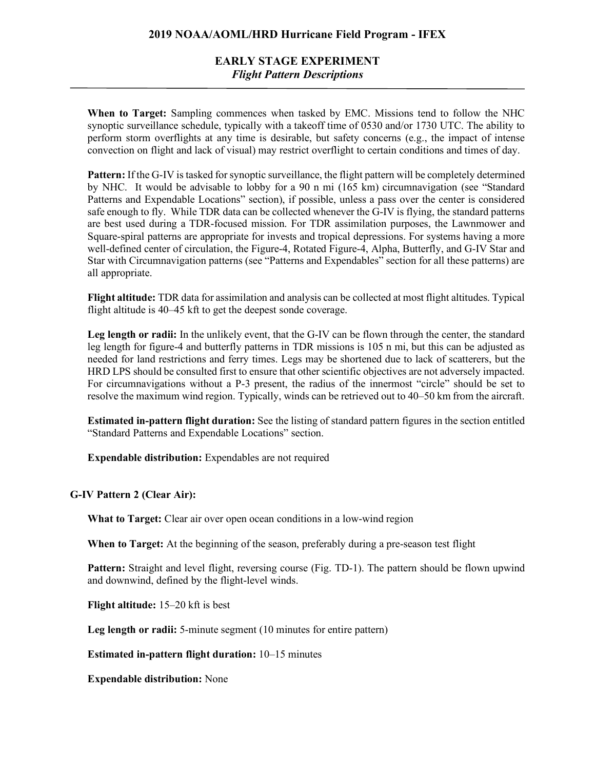**When to Target:** Sampling commences when tasked by EMC. Missions tend to follow the NHC synoptic surveillance schedule, typically with a takeoff time of 0530 and/or 1730 UTC. The ability to perform storm overflights at any time is desirable, but safety concerns (e.g., the impact of intense convection on flight and lack of visual) may restrict overflight to certain conditions and times of day.

**Pattern:** If the G-IV is tasked for synoptic surveillance, the flight pattern will be completely determined by NHC. It would be advisable to lobby for a 90 n mi (165 km) circumnavigation (see "Standard Patterns and Expendable Locations" section), if possible, unless a pass over the center is considered safe enough to fly. While TDR data can be collected whenever the G-IV is flying, the standard patterns are best used during a TDR-focused mission. For TDR assimilation purposes, the Lawnmower and Square-spiral patterns are appropriate for invests and tropical depressions. For systems having a more well-defined center of circulation, the Figure-4, Rotated Figure-4, Alpha, Butterfly, and G-IV Star and Star with Circumnavigation patterns (see "Patterns and Expendables" section for all these patterns) are all appropriate.

**Flight altitude:** TDR data for assimilation and analysis can be collected at most flight altitudes. Typical flight altitude is 40–45 kft to get the deepest sonde coverage.

**Leg length or radii:** In the unlikely event, that the G-IV can be flown through the center, the standard leg length for figure-4 and butterfly patterns in TDR missions is 105 n mi, but this can be adjusted as needed for land restrictions and ferry times. Legs may be shortened due to lack of scatterers, but the HRD LPS should be consulted first to ensure that other scientific objectives are not adversely impacted. For circumnavigations without a P-3 present, the radius of the innermost "circle" should be set to resolve the maximum wind region. Typically, winds can be retrieved out to 40–50 km from the aircraft.

**Estimated in-pattern flight duration:** See the listing of standard pattern figures in the section entitled "Standard Patterns and Expendable Locations" section.

**Expendable distribution:** Expendables are not required

### G-IV Pattern 2 (Clear Air):

**What to Target:** Clear air over open ocean conditions in a low-wind region

**When to Target:** At the beginning of the season, preferably during a pre-season test flight

**Pattern:** Straight and level flight, reversing course (Fig. TD-1). The pattern should be flown upwind and downwind, defined by the flight-level winds.

**Flight altitude:** 15–20 kft is best

**Leg length or radii:** 5-minute segment (10 minutes for entire pattern)

**Estimated in-pattern flight duration:** 10–15 minutes

**Expendable distribution:** None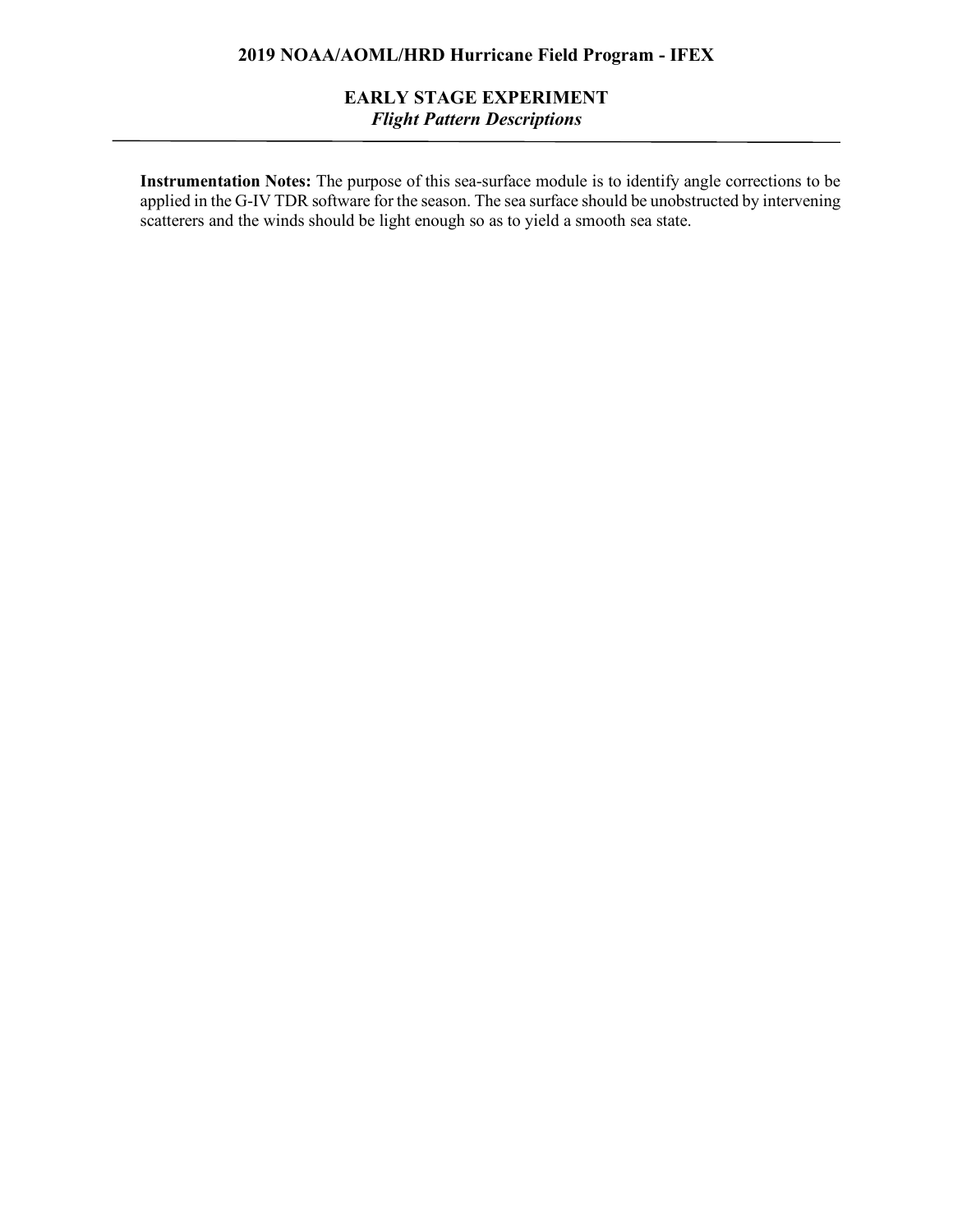**Instrumentation Notes:** The purpose of this sea-surface module is to identify angle corrections to be applied in the G-IV TDR software for the season. The sea surface should be unobstructed by intervening scatterers and the winds should be light enough so as to yield a smooth sea state.